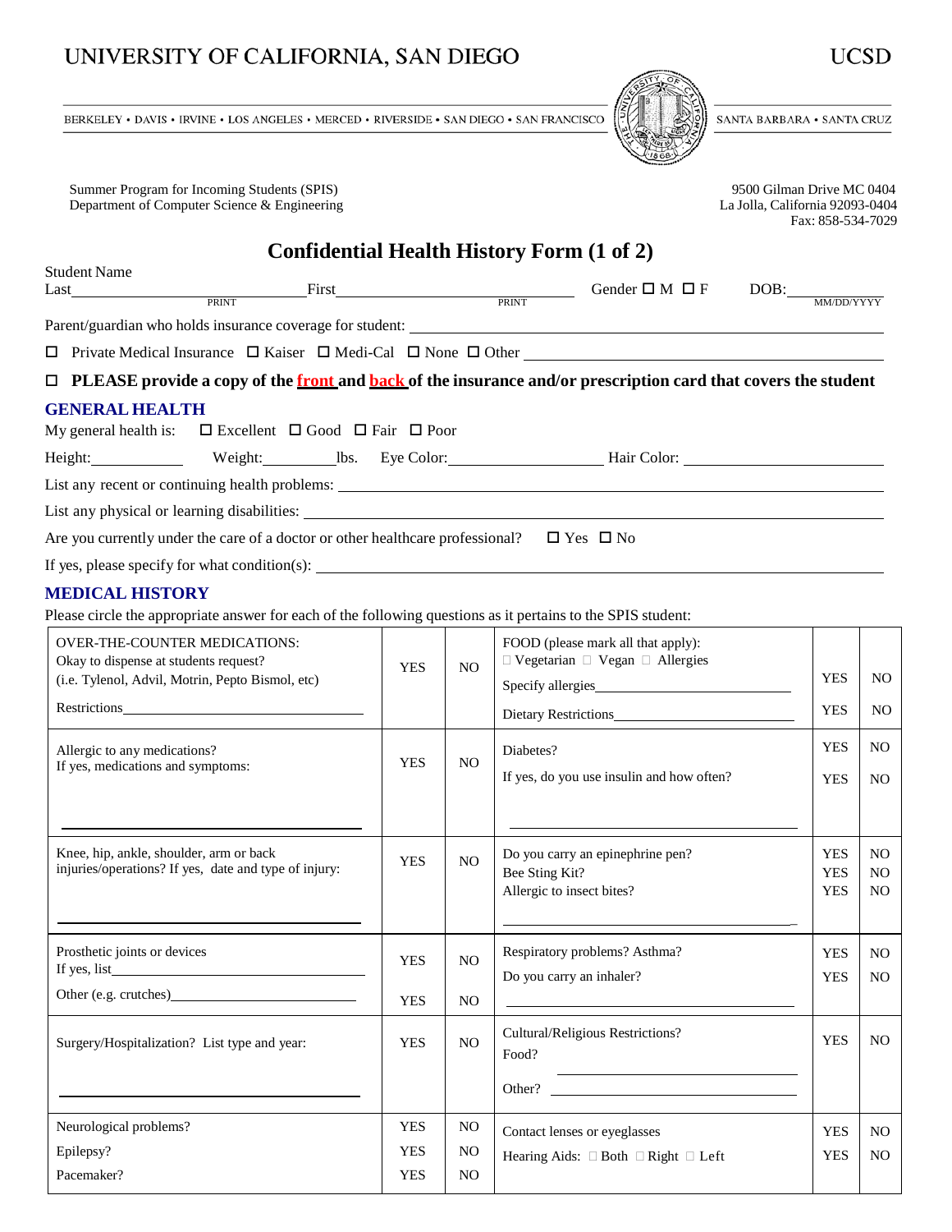UNIVERSITY OF CALIFORNIA, SAN DIEGO — UCSD

BERKELEY • DAVIS • IRVINE • LOS ANGELES • MERCED • RIVERSIDE • SAN DIEGO • SAN FRANCISCO — SANTA BARBARA • SANTA CRUZ

Summer Program for Incoming Students (SPIS)
Department of Computer Science & Engineering

9500 Gilman Drive MC 0404
La Jolla, California 92093-0404
Fax: 858-534-7029

# Confidential Health History Form (1 of 2)

Student Name
Last ______________ (PRINT) First ______________ (PRINT) Gender ☐ M ☐ F DOB: __________ (MM/DD/YYYY)

Parent/guardian who holds insurance coverage for student: ______________

☐ Private Medical Insurance ☐ Kaiser ☐ Medi-Cal ☐ None ☐ Other ______________

☐ **PLEASE provide a copy of the front and back of the insurance and/or prescription card that covers the student**

## GENERAL HEALTH

My general health is: ☐ Excellent ☐ Good ☐ Fair ☐ Poor

Height: ________ Weight: ________ lbs. Eye Color: ________ Hair Color: ________

List any recent or continuing health problems: ______________

List any physical or learning disabilities: ______________

Are you currently under the care of a doctor or other healthcare professional? ☐ Yes ☐ No

If yes, please specify for what condition(s): ______________

## MEDICAL HISTORY

Please circle the appropriate answer for each of the following questions as it pertains to the SPIS student:

| | | | | | |
|---|---|---|---|---|---|
| OVER-THE-COUNTER MEDICATIONS:<br>Okay to dispense at students request?<br>(i.e. Tylenol, Advil, Motrin, Pepto Bismol, etc)<br>Restrictions ______ | YES | NO | FOOD (please mark all that apply):<br>☐ Vegetarian ☐ Vegan ☐ Allergies<br>Specify allergies ______<br>Dietary Restrictions ______ | YES<br>YES | NO<br>NO |
| Allergic to any medications?<br>If yes, medications and symptoms:<br>______ | YES | NO | Diabetes?<br>If yes, do you use insulin and how often?<br>______ | YES<br>YES | NO<br>NO |
| Knee, hip, ankle, shoulder, arm or back injuries/operations? If yes, date and type of injury:<br>______ | YES | NO | Do you carry an epinephrine pen?<br>Bee Sting Kit?<br>Allergic to insect bites?<br>______ | YES<br>YES<br>YES | NO<br>NO<br>NO |
| Prosthetic joints or devices<br>If yes, list ______<br>Other (e.g. crutches) ______ | YES<br>YES | NO<br>NO | Respiratory problems? Asthma?<br>Do you carry an inhaler?<br>______ | YES<br>YES | NO<br>NO |
| Surgery/Hospitalization? List type and year:<br>______ | YES | NO | Cultural/Religious Restrictions?<br>Food? ______<br>Other? ______ | YES | NO |
| Neurological problems?<br>Epilepsy?<br>Pacemaker? | YES<br>YES<br>YES | NO<br>NO<br>NO | Contact lenses or eyeglasses<br>Hearing Aids: ☐ Both ☐ Right ☐ Left | YES<br>YES | NO<br>NO |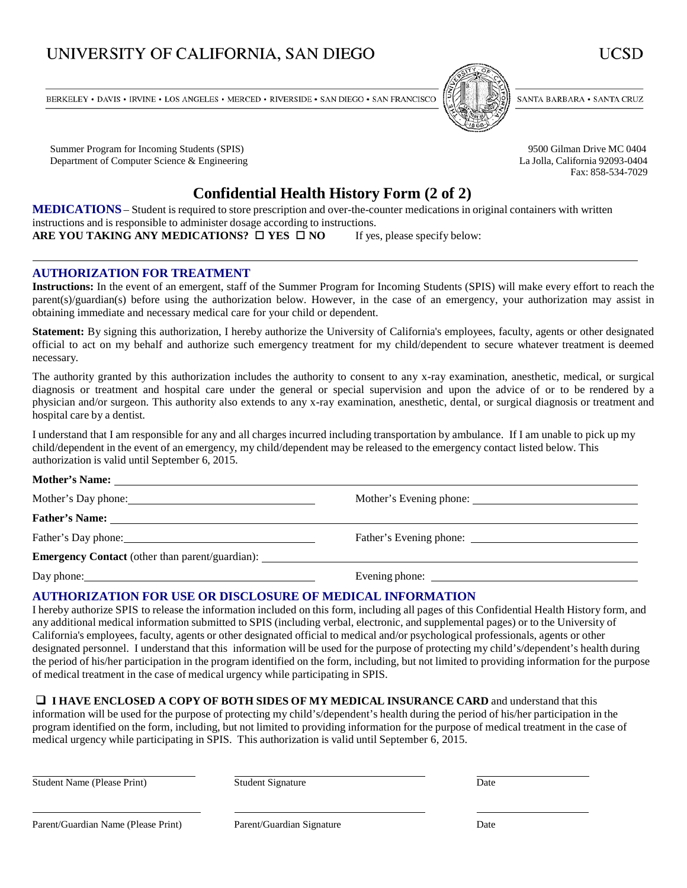# UNIVERSITY OF CALIFORNIA, SAN DIEGO

UCSD

BERKELEY • DAVIS • IRVINE • LOS ANGELES • MERCED • RIVERSIDE • SAN DIEGO • SAN FRANCISCO | SANTA BARBARA • SANTA CRUZ

Summer Program for Incoming Students (SPIS)
Department of Computer Science & Engineering

9500 Gilman Drive MC 0404
La Jolla, California 92093-0404
Fax: 858-534-7029

## Confidential Health History Form (2 of 2)

**MEDICATIONS** – Student is required to store prescription and over-the-counter medications in original containers with written instructions and is responsible to administer dosage according to instructions.

**ARE YOU TAKING ANY MEDICATIONS? ☐ YES ☐ NO** If yes, please specify below:

---

### AUTHORIZATION FOR TREATMENT

**Instructions:** In the event of an emergent, staff of the Summer Program for Incoming Students (SPIS) will make every effort to reach the parent(s)/guardian(s) before using the authorization below. However, in the case of an emergency, your authorization may assist in obtaining immediate and necessary medical care for your child or dependent.

**Statement:** By signing this authorization, I hereby authorize the University of California's employees, faculty, agents or other designated official to act on my behalf and authorize such emergency treatment for my child/dependent to secure whatever treatment is deemed necessary.

The authority granted by this authorization includes the authority to consent to any x-ray examination, anesthetic, medical, or surgical diagnosis or treatment and hospital care under the general or special supervision and upon the advice of or to be rendered by a physician and/or surgeon. This authority also extends to any x-ray examination, anesthetic, dental, or surgical diagnosis or treatment and hospital care by a dentist.

I understand that I am responsible for any and all charges incurred including transportation by ambulance. If I am unable to pick up my child/dependent in the event of an emergency, my child/dependent may be released to the emergency contact listed below. This authorization is valid until September 6, 2015.

**Mother's Name:** ______________________________

Mother's Day phone: ______________________ Mother's Evening phone: ______________________

**Father's Name:** ______________________________

Father's Day phone: ______________________ Father's Evening phone: ______________________

**Emergency Contact** (other than parent/guardian): ______________________________

Day phone: ______________________ Evening phone: ______________________

### AUTHORIZATION FOR USE OR DISCLOSURE OF MEDICAL INFORMATION

I hereby authorize SPIS to release the information included on this form, including all pages of this Confidential Health History form, and any additional medical information submitted to SPIS (including verbal, electronic, and supplemental pages) or to the University of California's employees, faculty, agents or other designated official to medical and/or psychological professionals, agents or other designated personnel. I understand that this information will be used for the purpose of protecting my child's/dependent's health during the period of his/her participation in the program identified on the form, including, but not limited to providing information for the purpose of medical treatment in the case of medical urgency while participating in SPIS.

☐ **I HAVE ENCLOSED A COPY OF BOTH SIDES OF MY MEDICAL INSURANCE CARD** and understand that this information will be used for the purpose of protecting my child's/dependent's health during the period of his/her participation in the program identified on the form, including, but not limited to providing information for the purpose of medical treatment in the case of medical urgency while participating in SPIS. This authorization is valid until September 6, 2015.

______________________ ______________________ ______________________
Student Name (Please Print) Student Signature Date

______________________ ______________________ ______________________
Parent/Guardian Name (Please Print) Parent/Guardian Signature Date